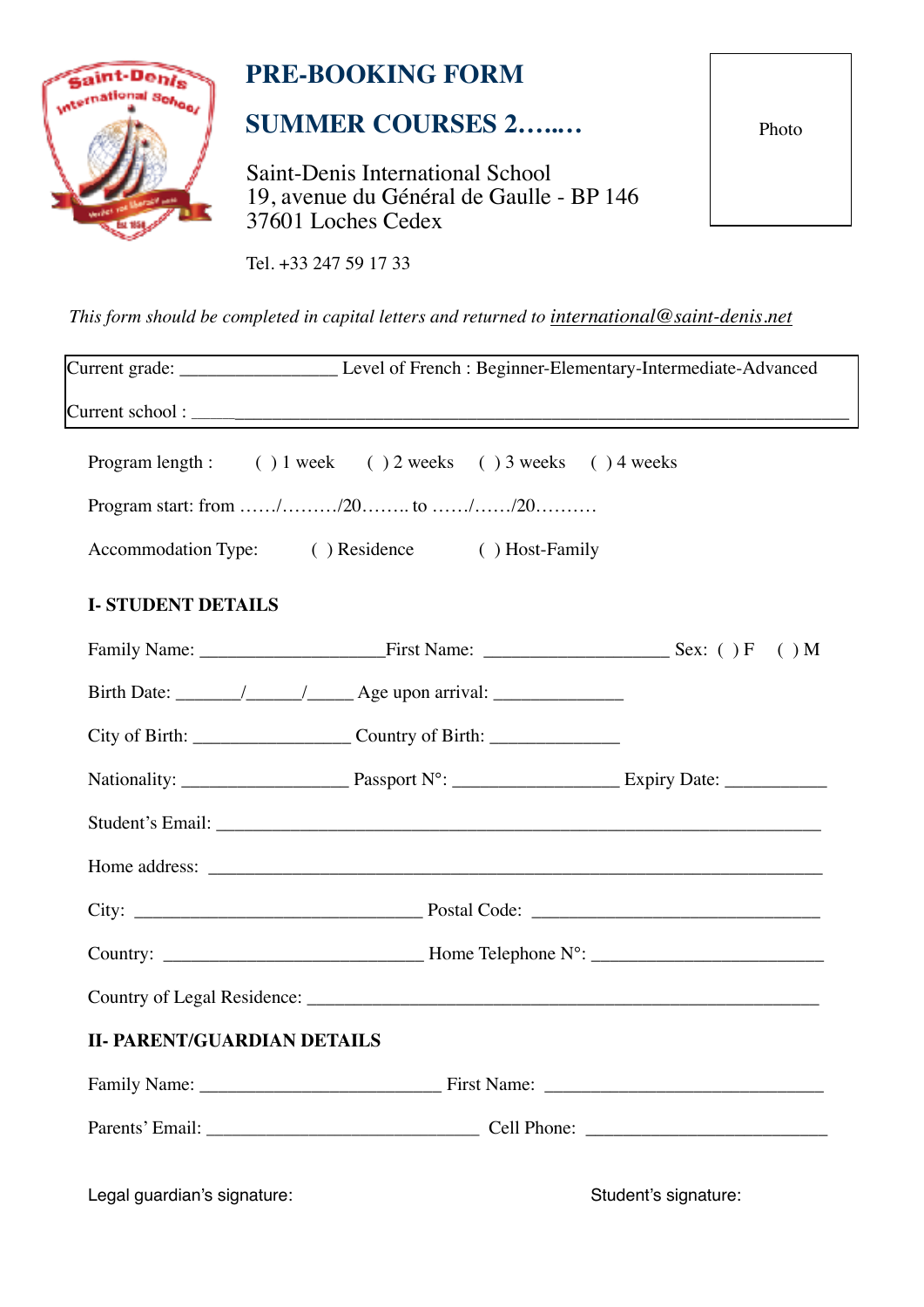# PRE-BOOKING FORM

## SUMMER COURSES 2…..…

Saint-Denis International School
19, avenue du Général de Gaulle - BP 146
37601 Loches Cedex

Tel. +33 247 59 17 33

Photo

*This form should be completed in capital letters and returned to international@saint-denis.net*

Current grade: ________________ Level of French : Beginner-Elementary-Intermediate-Advanced

Current school : ______________________________________________________________________

Program length : ( ) 1 week ( ) 2 weeks ( ) 3 weeks ( ) 4 weeks

Program start: from ……/………/20…….. to ……/……/20……….

Accommodation Type: ( ) Residence ( ) Host-Family

**I- STUDENT DETAILS**

Family Name: ___________________First Name: ___________________ Sex: ( ) F ( ) M

Birth Date: _______/______/_____ Age upon arrival: _____________

City of Birth: ________________ Country of Birth: _____________

Nationality: _________________ Passport N°: _________________ Expiry Date: ___________

Student's Email: _______________________________________________________________

Home address: ________________________________________________________________

City: ______________________________ Postal Code: ______________________________

Country: ___________________________ Home Telephone N°: _______________________

Country of Legal Residence: ______________________________________________________

**II- PARENT/GUARDIAN DETAILS**

Family Name: _________________________ First Name: _____________________________

Parents' Email: ____________________________ Cell Phone: _________________________

Legal guardian's signature: Student's signature: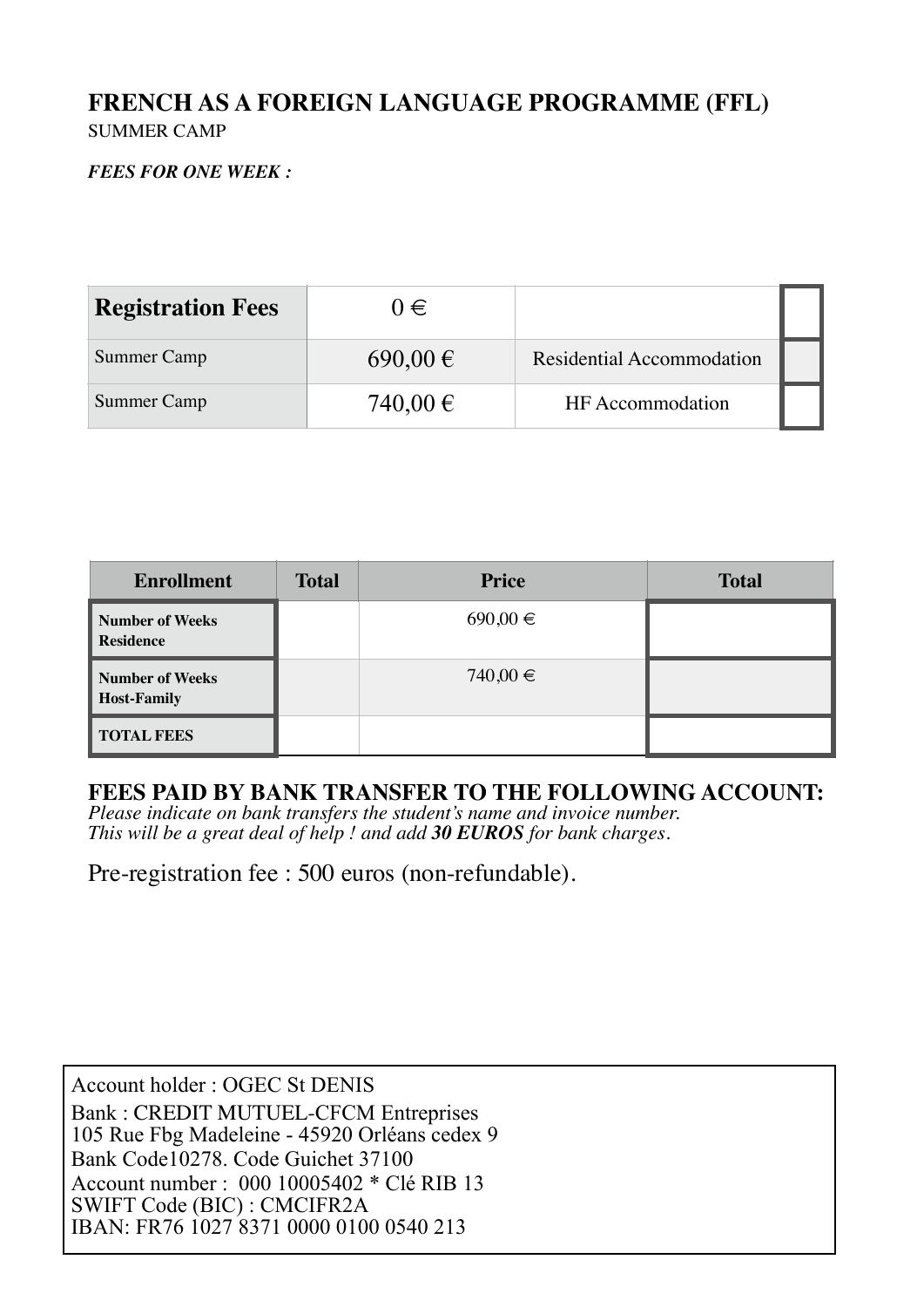## FRENCH AS A FOREIGN LANGUAGE PROGRAMME (FFL)

SUMMER CAMP

***FEES FOR ONE WEEK :***

| **Registration Fees** | 0 € | | |
|---|---|---|---|
| Summer Camp | 690,00 € | Residential Accommodation | |
| Summer Camp | 740,00 € | HF Accommodation | |

| Enrollment | Total | Price | Total |
|---|---|---|---|
| **Number of Weeks Residence** | | 690,00 € | |
| **Number of Weeks Host-Family** | | 740,00 € | |
| **TOTAL FEES** | | | |

**FEES PAID BY BANK TRANSFER TO THE FOLLOWING ACCOUNT:**

*Please indicate on bank transfers the student's name and invoice number.*
*This will be a great deal of help ! and add **30 EUROS** for bank charges.*

Pre-registration fee : 500 euros (non-refundable).

Account holder : OGEC St DENIS
Bank : CREDIT MUTUEL-CFCM Entreprises
105 Rue Fbg Madeleine - 45920 Orléans cedex 9
Bank Code10278. Code Guichet 37100
Account number : 000 10005402 * Clé RIB 13
SWIFT Code (BIC) : CMCIFR2A
IBAN: FR76 1027 8371 0000 0100 0540 213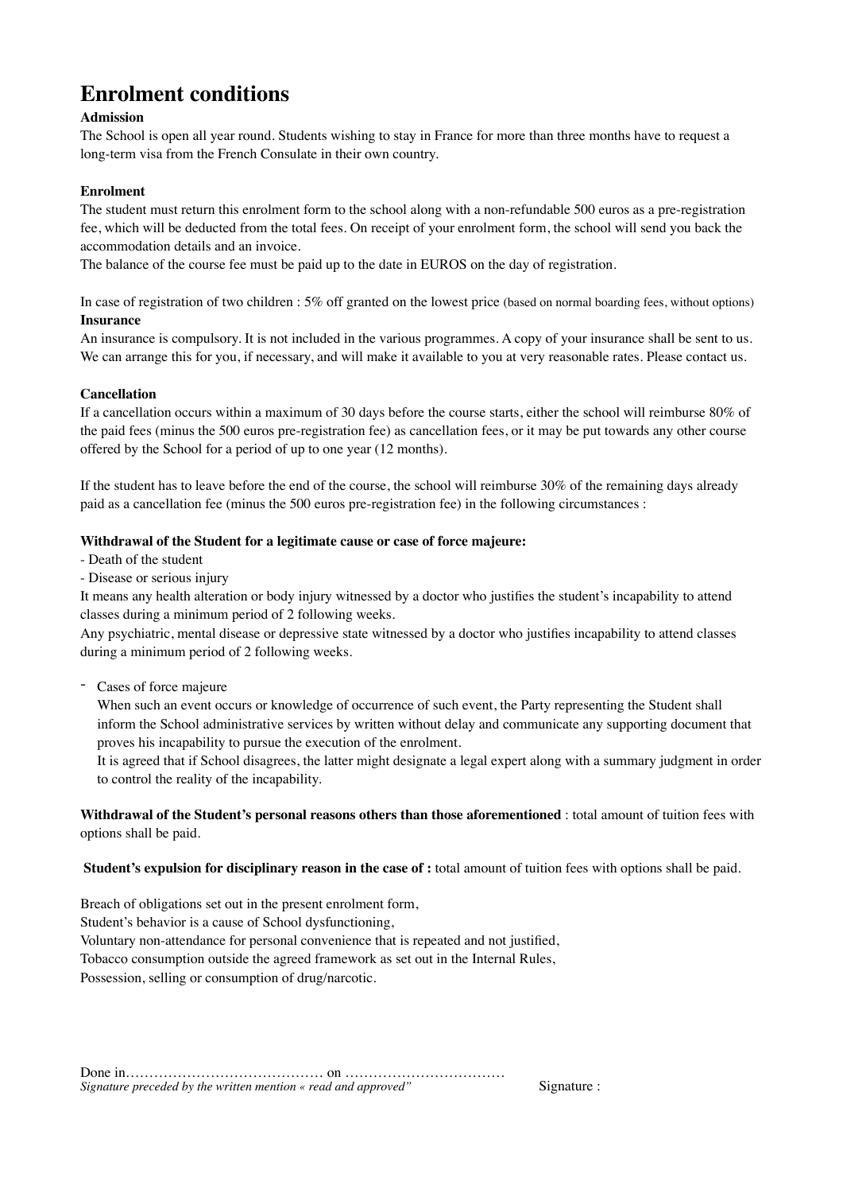# Enrolment conditions

**Admission**

The School is open all year round. Students wishing to stay in France for more than three months have to request a long-term visa from the French Consulate in their own country.

**Enrolment**

The student must return this enrolment form to the school along with a non-refundable 500 euros as a pre-registration fee, which will be deducted from the total fees. On receipt of your enrolment form, the school will send you back the accommodation details and an invoice.

The balance of the course fee must be paid up to the date in EUROS on the day of registration.

In case of registration of two children : 5% off granted on the lowest price (based on normal boarding fees, without options)

**Insurance**

An insurance is compulsory. It is not included in the various programmes. A copy of your insurance shall be sent to us. We can arrange this for you, if necessary, and will make it available to you at very reasonable rates. Please contact us.

**Cancellation**

If a cancellation occurs within a maximum of 30 days before the course starts, either the school will reimburse 80% of the paid fees (minus the 500 euros pre-registration fee) as cancellation fees, or it may be put towards any other course offered by the School for a period of up to one year (12 months).

If the student has to leave before the end of the course, the school will reimburse 30% of the remaining days already paid as a cancellation fee (minus the 500 euros pre-registration fee) in the following circumstances :

**Withdrawal of the Student for a legitimate cause or case of force majeure:**

- Death of the student
- Disease or serious injury

It means any health alteration or body injury witnessed by a doctor who justifies the student's incapability to attend classes during a minimum period of 2 following weeks.

Any psychiatric, mental disease or depressive state witnessed by a doctor who justifies incapability to attend classes during a minimum period of 2 following weeks.

- Cases of force majeure

  When such an event occurs or knowledge of occurrence of such event, the Party representing the Student shall inform the School administrative services by written without delay and communicate any supporting document that proves his incapability to pursue the execution of the enrolment.

  It is agreed that if School disagrees, the latter might designate a legal expert along with a summary judgment in order to control the reality of the incapability.

**Withdrawal of the Student's personal reasons others than those aforementioned** : total amount of tuition fees with options shall be paid.

**Student's expulsion for disciplinary reason in the case of :** total amount of tuition fees with options shall be paid.

Breach of obligations set out in the present enrolment form,
Student's behavior is a cause of School dysfunctioning,
Voluntary non-attendance for personal convenience that is repeated and not justified,
Tobacco consumption outside the agreed framework as set out in the Internal Rules,
Possession, selling or consumption of drug/narcotic.

Done in…………………………………… on ……………………………

*Signature preceded by the written mention « read and approved"*

Signature :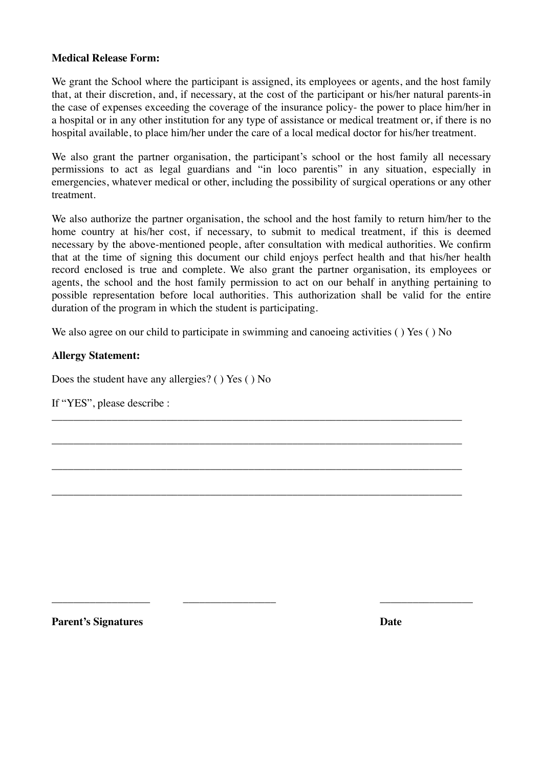**Medical Release Form:**

We grant the School where the participant is assigned, its employees or agents, and the host family that, at their discretion, and, if necessary, at the cost of the participant or his/her natural parents-in the case of expenses exceeding the coverage of the insurance policy- the power to place him/her in a hospital or in any other institution for any type of assistance or medical treatment or, if there is no hospital available, to place him/her under the care of a local medical doctor for his/her treatment.

We also grant the partner organisation, the participant's school or the host family all necessary permissions to act as legal guardians and "in loco parentis" in any situation, especially in emergencies, whatever medical or other, including the possibility of surgical operations or any other treatment.

We also authorize the partner organisation, the school and the host family to return him/her to the home country at his/her cost, if necessary, to submit to medical treatment, if this is deemed necessary by the above-mentioned people, after consultation with medical authorities. We confirm that at the time of signing this document our child enjoys perfect health and that his/her health record enclosed is true and complete. We also grant the partner organisation, its employees or agents, the school and the host family permission to act on our behalf in anything pertaining to possible representation before local authorities. This authorization shall be valid for the entire duration of the program in which the student is participating.

We also agree on our child to participate in swimming and canoeing activities ( ) Yes ( ) No

**Allergy Statement:**

Does the student have any allergies? ( ) Yes ( ) No

If "YES", please describe :

_____________________________________________________________________________

_____________________________________________________________________________

_____________________________________________________________________________

_____________________________________________________________________________

_________________ _________________ _________________

**Parent's Signatures** **Date**